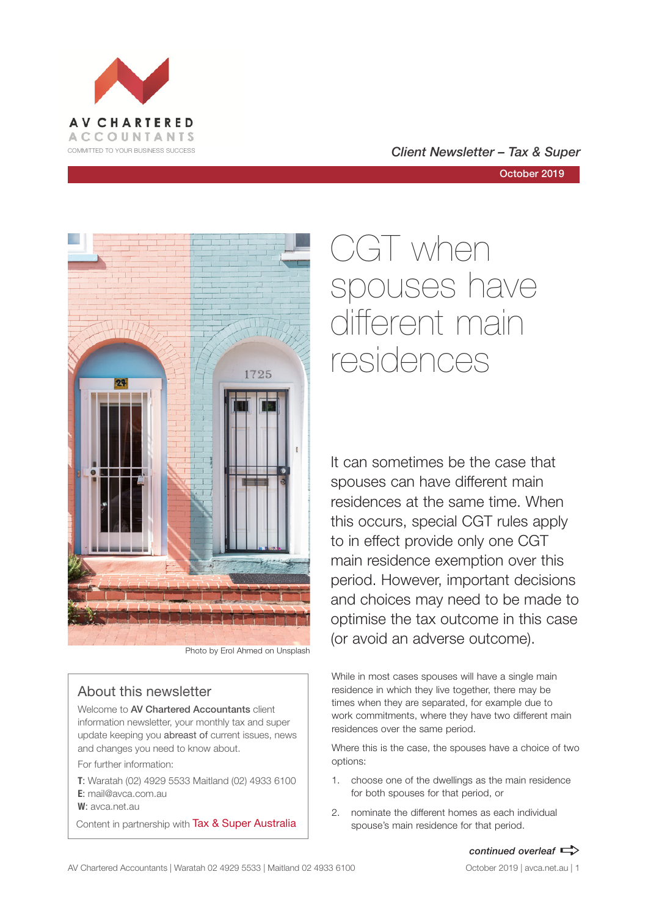AV CHARTERED ACCOUNTANTS

COMMITTED TO YOUR BUSINESS SUCCESS

*Client Newsletter – Tax & Super*

October 2019

Photo by Erol Ahmed on Unsplash

# CGT when spouses have different main residences

It can sometimes be the case that spouses can have different main residences at the same time. When this occurs, special CGT rules apply to in effect provide only one CGT main residence exemption over this period. However, important decisions and choices may need to be made to optimise the tax outcome in this case (or avoid an adverse outcome).

While in most cases spouses will have a single main residence in which they live together, there may be times when they are separated, for example due to work commitments, where they have two different main residences over the same period.

Where this is the case, the spouses have a choice of two options:

1. choose one of the dwellings as the main residence for both spouses for that period, or
2. nominate the different homes as each individual spouse's main residence for that period.

*continued overleaf*

## About this newsletter

Welcome to **AV Chartered Accountants** client information newsletter, your monthly tax and super update keeping you **abreast of** current issues, news and changes you need to know about.

For further information:

**T**: Waratah (02) 4929 5533 Maitland (02) 4933 6100
**E**: mail@avca.com.au
**W**: avca.net.au

Content in partnership with Tax & Super Australia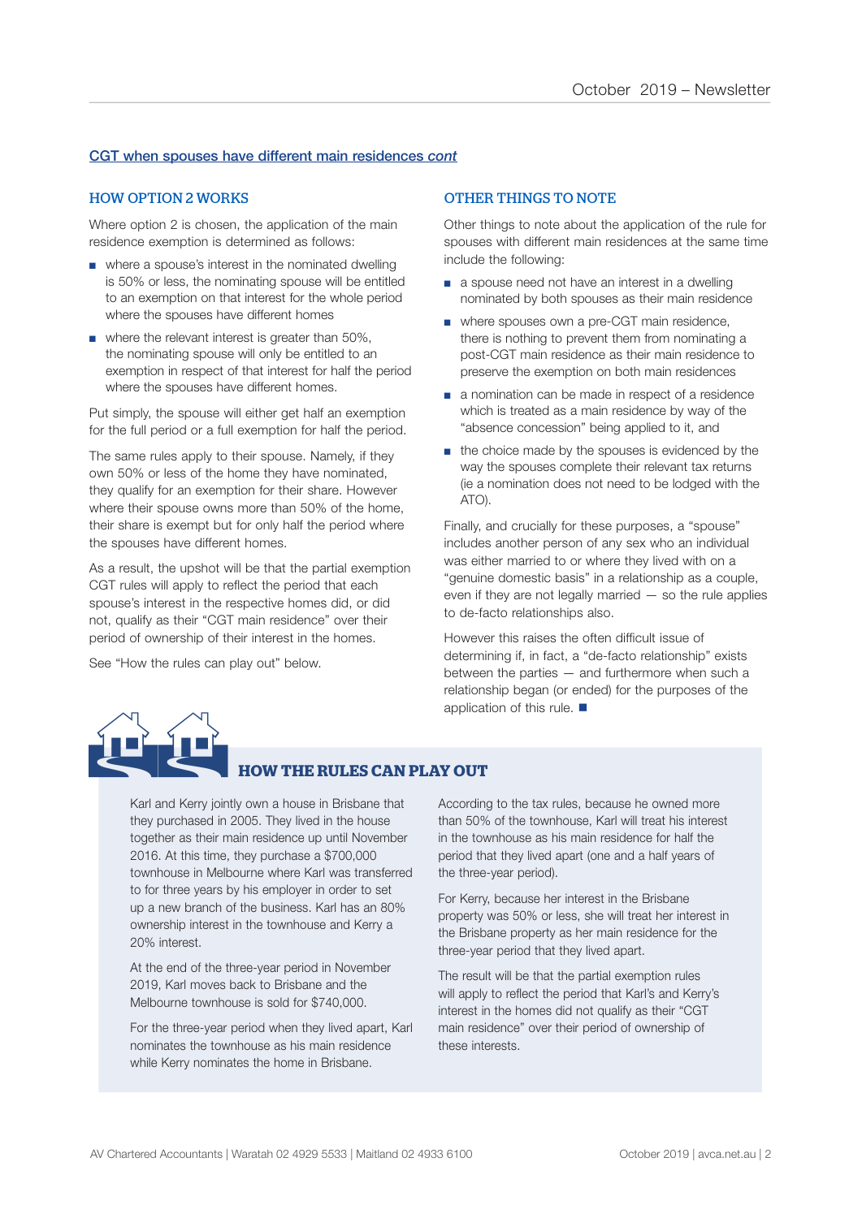## CGT when spouses have different main residences *cont*

### HOW OPTION 2 WORKS

Where option 2 is chosen, the application of the main residence exemption is determined as follows:

- where a spouse's interest in the nominated dwelling is 50% or less, the nominating spouse will be entitled to an exemption on that interest for the whole period where the spouses have different homes
- where the relevant interest is greater than 50%, the nominating spouse will only be entitled to an exemption in respect of that interest for half the period where the spouses have different homes.

Put simply, the spouse will either get half an exemption for the full period or a full exemption for half the period.

The same rules apply to their spouse. Namely, if they own 50% or less of the home they have nominated, they qualify for an exemption for their share. However where their spouse owns more than 50% of the home, their share is exempt but for only half the period where the spouses have different homes.

As a result, the upshot will be that the partial exemption CGT rules will apply to reflect the period that each spouse's interest in the respective homes did, or did not, qualify as their "CGT main residence" over their period of ownership of their interest in the homes.

See "How the rules can play out" below.

### OTHER THINGS TO NOTE

Other things to note about the application of the rule for spouses with different main residences at the same time include the following:

- a spouse need not have an interest in a dwelling nominated by both spouses as their main residence
- where spouses own a pre-CGT main residence, there is nothing to prevent them from nominating a post-CGT main residence as their main residence to preserve the exemption on both main residences
- a nomination can be made in respect of a residence which is treated as a main residence by way of the "absence concession" being applied to it, and
- the choice made by the spouses is evidenced by the way the spouses complete their relevant tax returns (ie a nomination does not need to be lodged with the ATO).

Finally, and crucially for these purposes, a "spouse" includes another person of any sex who an individual was either married to or where they lived with on a "genuine domestic basis" in a relationship as a couple, even if they are not legally married — so the rule applies to de-facto relationships also.

However this raises the often difficult issue of determining if, in fact, a "de-facto relationship" exists between the parties — and furthermore when such a relationship began (or ended) for the purposes of the application of this rule. ■

### HOW THE RULES CAN PLAY OUT

Karl and Kerry jointly own a house in Brisbane that they purchased in 2005. They lived in the house together as their main residence up until November 2016. At this time, they purchase a $700,000 townhouse in Melbourne where Karl was transferred to for three years by his employer in order to set up a new branch of the business. Karl has an 80% ownership interest in the townhouse and Kerry a 20% interest.

At the end of the three-year period in November 2019, Karl moves back to Brisbane and the Melbourne townhouse is sold for $740,000.

For the three-year period when they lived apart, Karl nominates the townhouse as his main residence while Kerry nominates the home in Brisbane.

According to the tax rules, because he owned more than 50% of the townhouse, Karl will treat his interest in the townhouse as his main residence for half the period that they lived apart (one and a half years of the three-year period).

For Kerry, because her interest in the Brisbane property was 50% or less, she will treat her interest in the Brisbane property as her main residence for the three-year period that they lived apart.

The result will be that the partial exemption rules will apply to reflect the period that Karl's and Kerry's interest in the homes did not qualify as their "CGT main residence" over their period of ownership of these interests.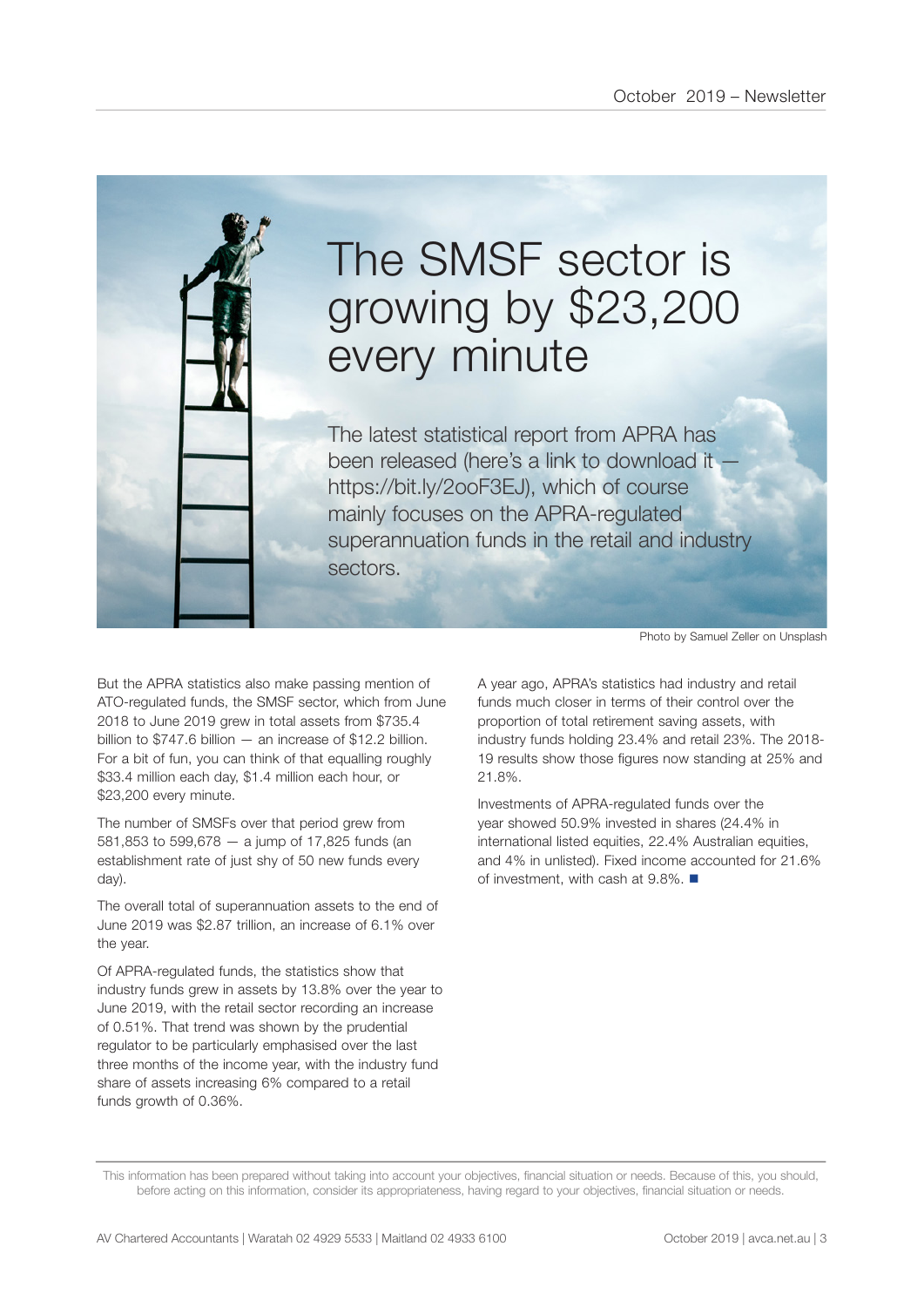# The SMSF sector is growing by $23,200 every minute

The latest statistical report from APRA has been released (here's a link to download it — https://bit.ly/2ooF3EJ), which of course mainly focuses on the APRA-regulated superannuation funds in the retail and industry sectors.

Photo by Samuel Zeller on Unsplash

But the APRA statistics also make passing mention of ATO-regulated funds, the SMSF sector, which from June 2018 to June 2019 grew in total assets from $735.4 billion to $747.6 billion — an increase of $12.2 billion. For a bit of fun, you can think of that equalling roughly $33.4 million each day, $1.4 million each hour, or $23,200 every minute.

The number of SMSFs over that period grew from 581,853 to 599,678 — a jump of 17,825 funds (an establishment rate of just shy of 50 new funds every day).

The overall total of superannuation assets to the end of June 2019 was $2.87 trillion, an increase of 6.1% over the year.

Of APRA-regulated funds, the statistics show that industry funds grew in assets by 13.8% over the year to June 2019, with the retail sector recording an increase of 0.51%. That trend was shown by the prudential regulator to be particularly emphasised over the last three months of the income year, with the industry fund share of assets increasing 6% compared to a retail funds growth of 0.36%.

A year ago, APRA's statistics had industry and retail funds much closer in terms of their control over the proportion of total retirement saving assets, with industry funds holding 23.4% and retail 23%. The 2018-19 results show those figures now standing at 25% and 21.8%.

Investments of APRA-regulated funds over the year showed 50.9% invested in shares (24.4% in international listed equities, 22.4% Australian equities, and 4% in unlisted). Fixed income accounted for 21.6% of investment, with cash at 9.8%. ■

This information has been prepared without taking into account your objectives, financial situation or needs. Because of this, you should, before acting on this information, consider its appropriateness, having regard to your objectives, financial situation or needs.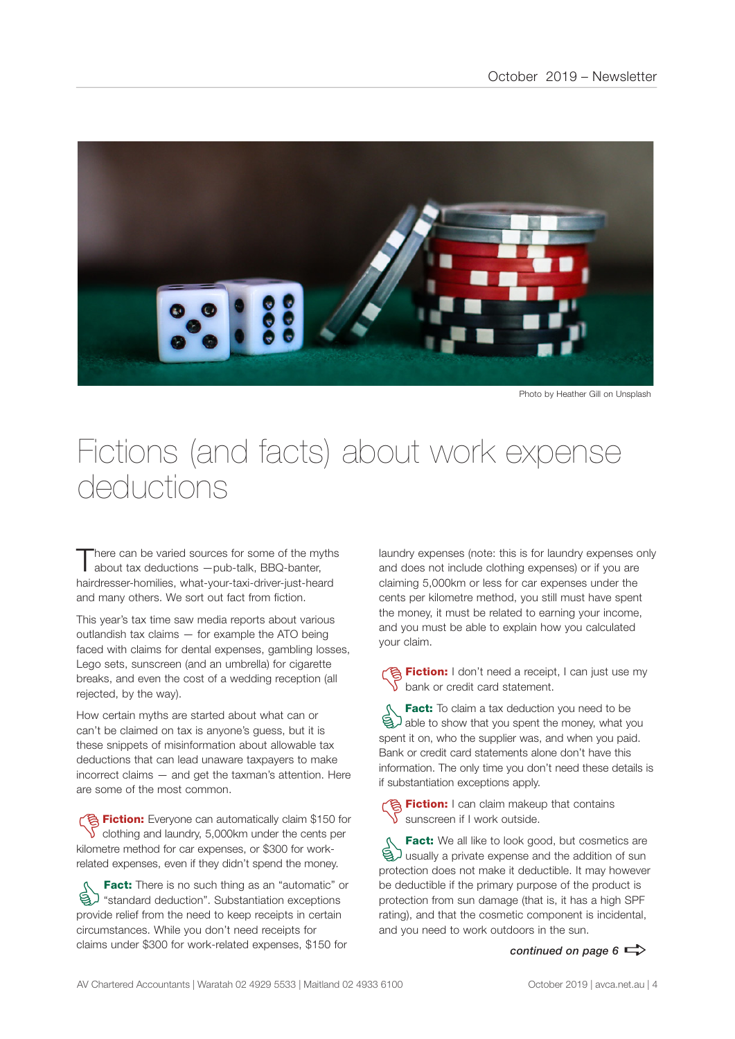Photo by Heather Gill on Unsplash

# Fictions (and facts) about work expense deductions

There can be varied sources for some of the myths about tax deductions —pub-talk, BBQ-banter, hairdresser-homilies, what-your-taxi-driver-just-heard and many others. We sort out fact from fiction.

This year's tax time saw media reports about various outlandish tax claims — for example the ATO being faced with claims for dental expenses, gambling losses, Lego sets, sunscreen (and an umbrella) for cigarette breaks, and even the cost of a wedding reception (all rejected, by the way).

How certain myths are started about what can or can't be claimed on tax is anyone's guess, but it is these snippets of misinformation about allowable tax deductions that can lead unaware taxpayers to make incorrect claims — and get the taxman's attention. Here are some of the most common.

**Fiction:** Everyone can automatically claim $150 for clothing and laundry, 5,000km under the cents per kilometre method for car expenses, or $300 for work-related expenses, even if they didn't spend the money.

**Fact:** There is no such thing as an "automatic" or "standard deduction". Substantiation exceptions provide relief from the need to keep receipts in certain circumstances. While you don't need receipts for claims under $300 for work-related expenses, $150 for laundry expenses (note: this is for laundry expenses only and does not include clothing expenses) or if you are claiming 5,000km or less for car expenses under the cents per kilometre method, you still must have spent the money, it must be related to earning your income, and you must be able to explain how you calculated your claim.

**Fiction:** I don't need a receipt, I can just use my bank or credit card statement.

**Fact:** To claim a tax deduction you need to be able to show that you spent the money, what you spent it on, who the supplier was, and when you paid. Bank or credit card statements alone don't have this information. The only time you don't need these details is if substantiation exceptions apply.

**Fiction:** I can claim makeup that contains sunscreen if I work outside.

**Fact:** We all like to look good, but cosmetics are usually a private expense and the addition of sun protection does not make it deductible. It may however be deductible if the primary purpose of the product is protection from sun damage (that is, it has a high SPF rating), and that the cosmetic component is incidental, and you need to work outdoors in the sun.

*continued on page 6*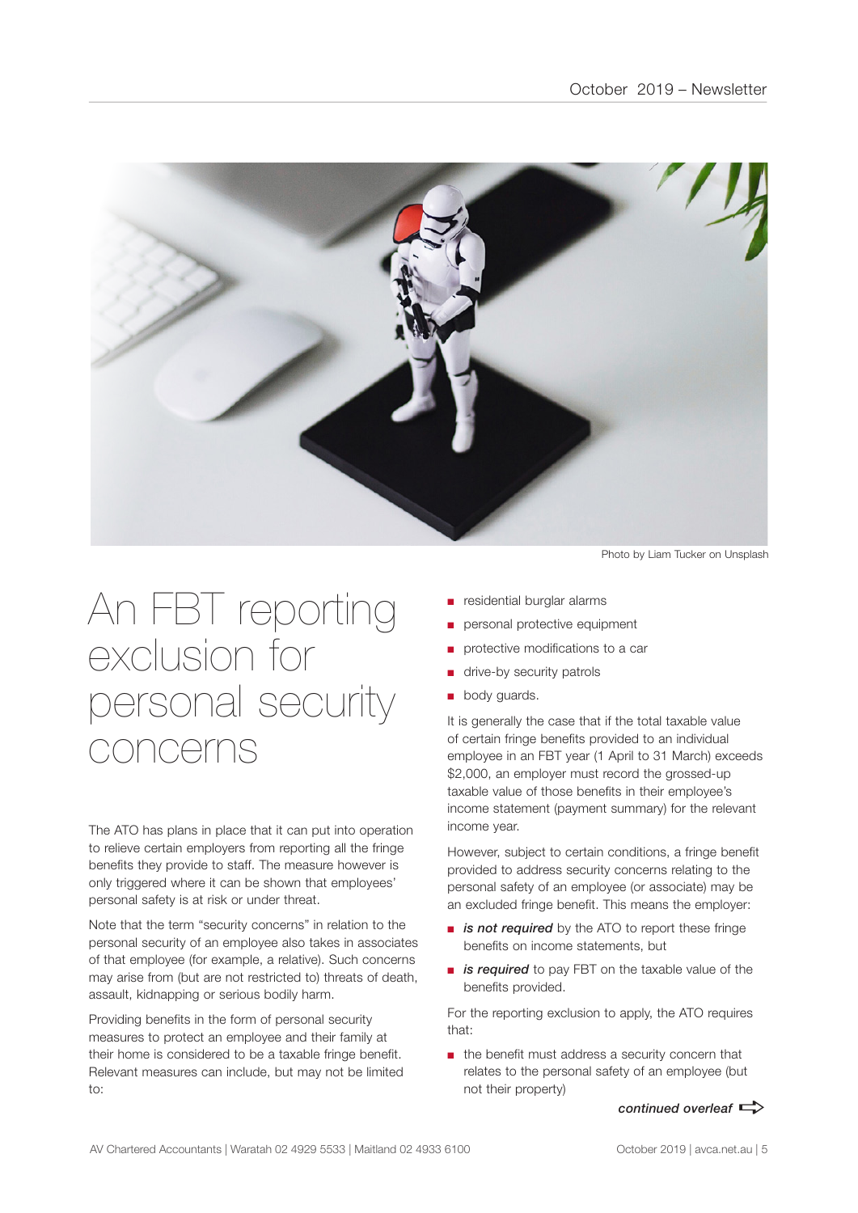Photo by Liam Tucker on Unsplash

# An FBT reporting exclusion for personal security concerns

The ATO has plans in place that it can put into operation to relieve certain employers from reporting all the fringe benefits they provide to staff. The measure however is only triggered where it can be shown that employees' personal safety is at risk or under threat.

Note that the term "security concerns" in relation to the personal security of an employee also takes in associates of that employee (for example, a relative). Such concerns may arise from (but are not restricted to) threats of death, assault, kidnapping or serious bodily harm.

Providing benefits in the form of personal security measures to protect an employee and their family at their home is considered to be a taxable fringe benefit. Relevant measures can include, but may not be limited to:

- residential burglar alarms
- personal protective equipment
- protective modifications to a car
- drive-by security patrols
- body guards.

It is generally the case that if the total taxable value of certain fringe benefits provided to an individual employee in an FBT year (1 April to 31 March) exceeds $2,000, an employer must record the grossed-up taxable value of those benefits in their employee's income statement (payment summary) for the relevant income year.

However, subject to certain conditions, a fringe benefit provided to address security concerns relating to the personal safety of an employee (or associate) may be an excluded fringe benefit. This means the employer:

- ***is not required*** by the ATO to report these fringe benefits on income statements, but
- ***is required*** to pay FBT on the taxable value of the benefits provided.

For the reporting exclusion to apply, the ATO requires that:

- the benefit must address a security concern that relates to the personal safety of an employee (but not their property)

***continued overleaf*** ⇨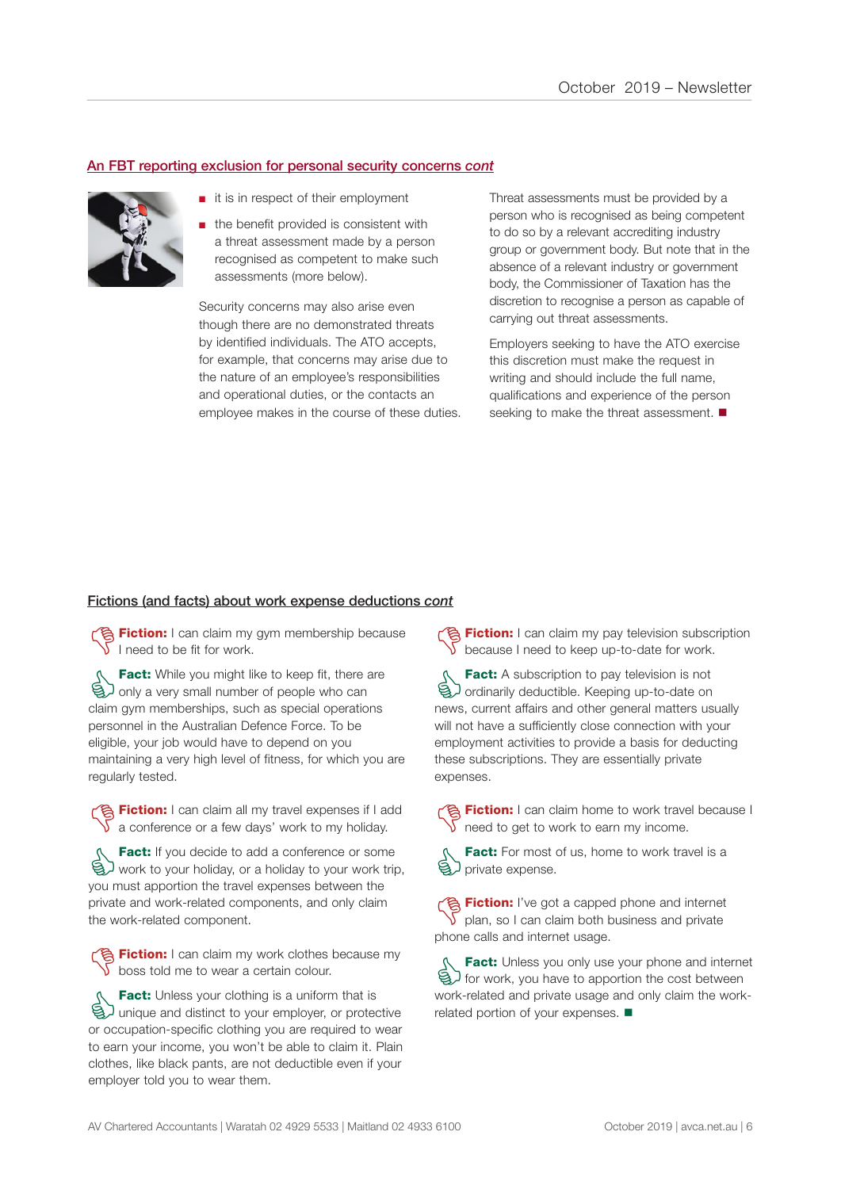## An FBT reporting exclusion for personal security concerns *cont*

- it is in respect of their employment
- the benefit provided is consistent with a threat assessment made by a person recognised as competent to make such assessments (more below).

Security concerns may also arise even though there are no demonstrated threats by identified individuals. The ATO accepts, for example, that concerns may arise due to the nature of an employee's responsibilities and operational duties, or the contacts an employee makes in the course of these duties.

Threat assessments must be provided by a person who is recognised as being competent to do so by a relevant accrediting industry group or government body. But note that in the absence of a relevant industry or government body, the Commissioner of Taxation has the discretion to recognise a person as capable of carrying out threat assessments.

Employers seeking to have the ATO exercise this discretion must make the request in writing and should include the full name, qualifications and experience of the person seeking to make the threat assessment. ■

## Fictions (and facts) about work expense deductions *cont*

**Fiction:** I can claim my gym membership because I need to be fit for work.

**Fact:** While you might like to keep fit, there are only a very small number of people who can claim gym memberships, such as special operations personnel in the Australian Defence Force. To be eligible, your job would have to depend on you maintaining a very high level of fitness, for which you are regularly tested.

**Fiction:** I can claim all my travel expenses if I add a conference or a few days' work to my holiday.

**Fact:** If you decide to add a conference or some work to your holiday, or a holiday to your work trip, you must apportion the travel expenses between the private and work-related components, and only claim the work-related component.

**Fiction:** I can claim my work clothes because my boss told me to wear a certain colour.

**Fact:** Unless your clothing is a uniform that is unique and distinct to your employer, or protective or occupation-specific clothing you are required to wear to earn your income, you won't be able to claim it. Plain clothes, like black pants, are not deductible even if your employer told you to wear them.

**Fiction:** I can claim my pay television subscription because I need to keep up-to-date for work.

**Fact:** A subscription to pay television is not ordinarily deductible. Keeping up-to-date on news, current affairs and other general matters usually will not have a sufficiently close connection with your employment activities to provide a basis for deducting these subscriptions. They are essentially private expenses.

**Fiction:** I can claim home to work travel because I need to get to work to earn my income.

**Fact:** For most of us, home to work travel is a private expense.

**Fiction:** I've got a capped phone and internet plan, so I can claim both business and private phone calls and internet usage.

**Fact:** Unless you only use your phone and internet for work, you have to apportion the cost between work-related and private usage and only claim the work-related portion of your expenses. ■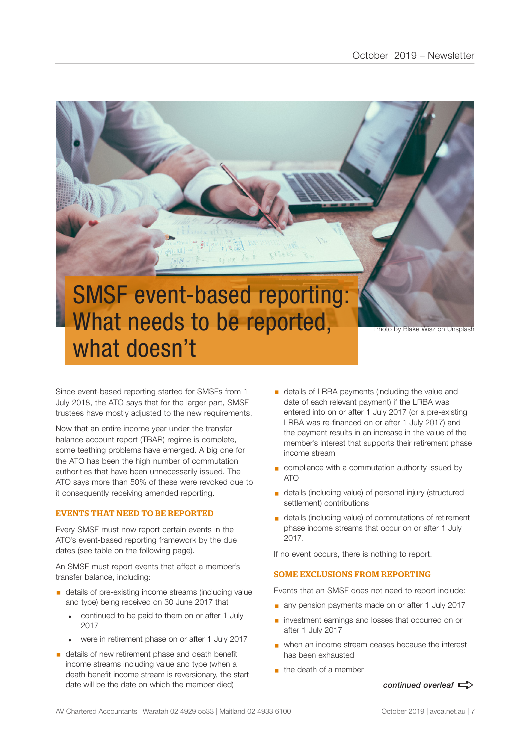# SMSF event-based reporting: What needs to be reported, what doesn't

Photo by Blake Wisz on Unsplash

Since event-based reporting started for SMSFs from 1 July 2018, the ATO says that for the larger part, SMSF trustees have mostly adjusted to the new requirements.

Now that an entire income year under the transfer balance account report (TBAR) regime is complete, some teething problems have emerged. A big one for the ATO has been the high number of commutation authorities that have been unnecessarily issued. The ATO says more than 50% of these were revoked due to it consequently receiving amended reporting.

## EVENTS THAT NEED TO BE REPORTED

Every SMSF must now report certain events in the ATO's event-based reporting framework by the due dates (see table on the following page).

An SMSF must report events that affect a member's transfer balance, including:

- details of pre-existing income streams (including value and type) being received on 30 June 2017 that
  - continued to be paid to them on or after 1 July 2017
  - were in retirement phase on or after 1 July 2017
- details of new retirement phase and death benefit income streams including value and type (when a death benefit income stream is reversionary, the start date will be the date on which the member died)
- details of LRBA payments (including the value and date of each relevant payment) if the LRBA was entered into on or after 1 July 2017 (or a pre-existing LRBA was re-financed on or after 1 July 2017) and the payment results in an increase in the value of the member's interest that supports their retirement phase income stream
- compliance with a commutation authority issued by ATO
- details (including value) of personal injury (structured settlement) contributions
- details (including value) of commutations of retirement phase income streams that occur on or after 1 July 2017.

If no event occurs, there is nothing to report.

## SOME EXCLUSIONS FROM REPORTING

Events that an SMSF does not need to report include:

- any pension payments made on or after 1 July 2017
- investment earnings and losses that occurred on or after 1 July 2017
- when an income stream ceases because the interest has been exhausted
- the death of a member

*continued overleaf*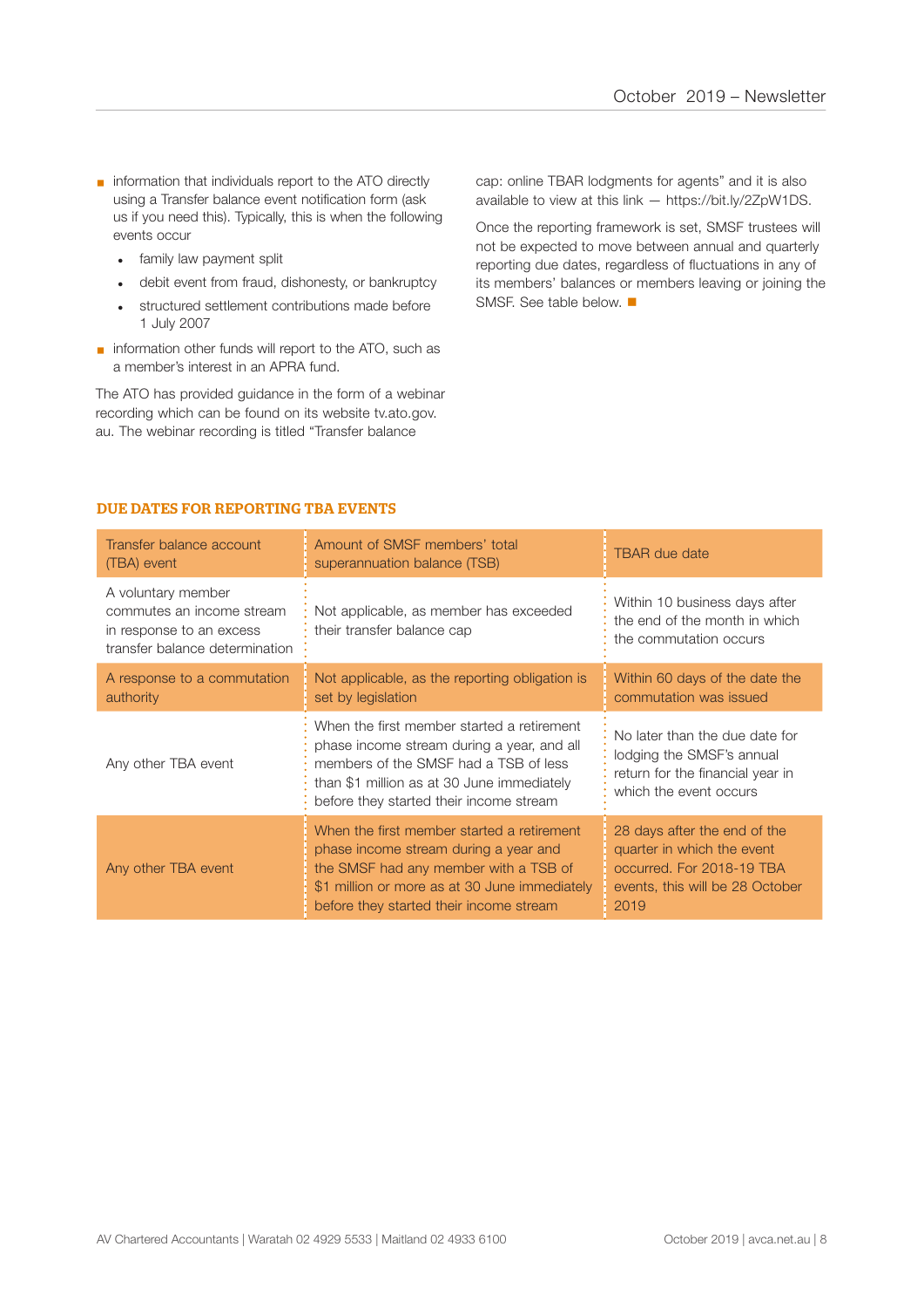- information that individuals report to the ATO directly using a Transfer balance event notification form (ask us if you need this). Typically, this is when the following events occur
  - family law payment split
  - debit event from fraud, dishonesty, or bankruptcy
  - structured settlement contributions made before 1 July 2007
- information other funds will report to the ATO, such as a member's interest in an APRA fund.

The ATO has provided guidance in the form of a webinar recording which can be found on its website tv.ato.gov.au. The webinar recording is titled "Transfer balance cap: online TBAR lodgments for agents" and it is also available to view at this link — https://bit.ly/2ZpW1DS.

Once the reporting framework is set, SMSF trustees will not be expected to move between annual and quarterly reporting due dates, regardless of fluctuations in any of its members' balances or members leaving or joining the SMSF. See table below.

### DUE DATES FOR REPORTING TBA EVENTS

| Transfer balance account (TBA) event | Amount of SMSF members' total superannuation balance (TSB) | TBAR due date |
|---|---|---|
| A voluntary member commutes an income stream in response to an excess transfer balance determination | Not applicable, as member has exceeded their transfer balance cap | Within 10 business days after the end of the month in which the commutation occurs |
| A response to a commutation authority | Not applicable, as the reporting obligation is set by legislation | Within 60 days of the date the commutation was issued |
| Any other TBA event | When the first member started a retirement phase income stream during a year, and all members of the SMSF had a TSB of less than $1 million as at 30 June immediately before they started their income stream | No later than the due date for lodging the SMSF's annual return for the financial year in which the event occurs |
| Any other TBA event | When the first member started a retirement phase income stream during a year and the SMSF had any member with a TSB of $1 million or more as at 30 June immediately before they started their income stream | 28 days after the end of the quarter in which the event occurred. For 2018-19 TBA events, this will be 28 October 2019 |